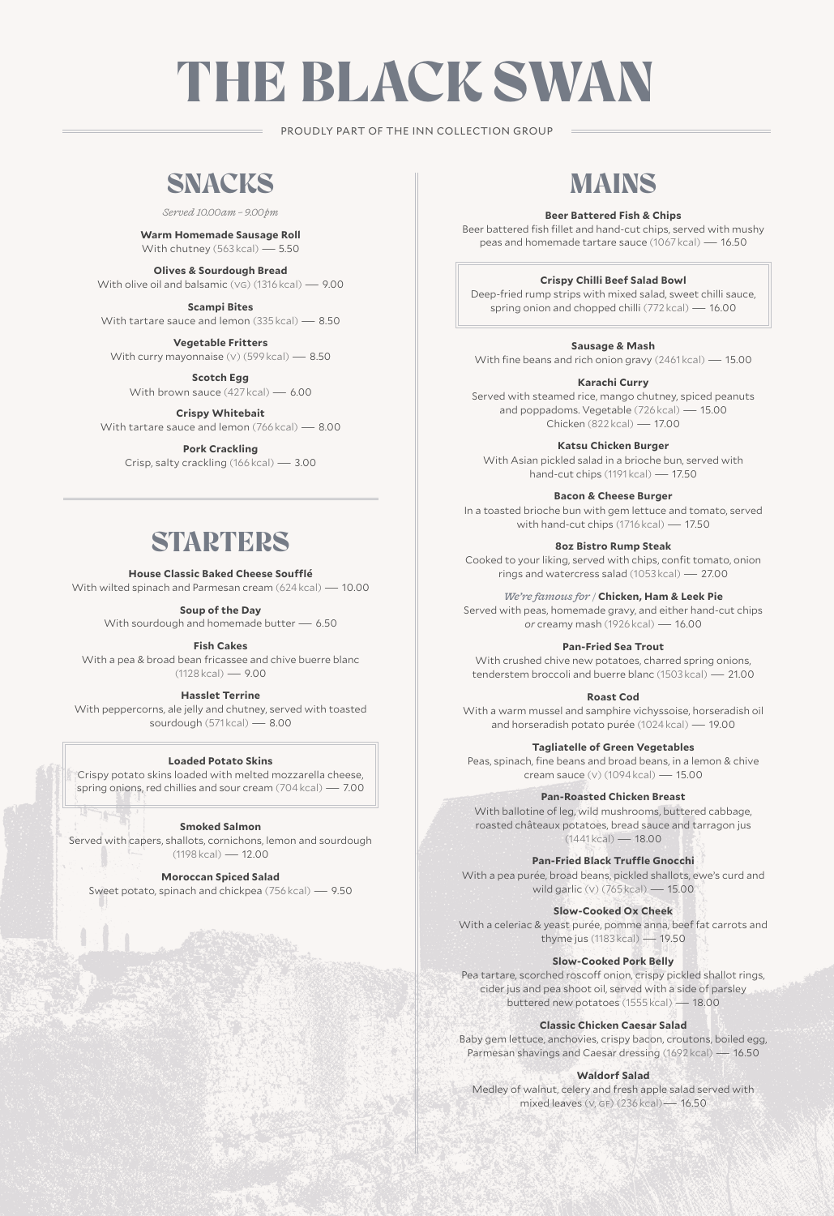# THE BLACK SWAN

PROUDLY PART OF THE INN COLLECTION GROUP

## SNACKS

*Served 10.00am – 9.00pm*

**Warm Homemade Sausage Roll**
With chutney (563 kcal) — 5.50

**Olives & Sourdough Bread**
With olive oil and balsamic (VG) (1316 kcal) — 9.00

**Scampi Bites**
With tartare sauce and lemon (335 kcal) — 8.50

**Vegetable Fritters**
With curry mayonnaise (V) (599 kcal) — 8.50

**Scotch Egg**
With brown sauce (427 kcal) — 6.00

**Crispy Whitebait**
With tartare sauce and lemon (766 kcal) — 8.00

**Pork Crackling**
Crisp, salty crackling (166 kcal) — 3.00

## STARTERS

**House Classic Baked Cheese Soufflé**
With wilted spinach and Parmesan cream (624 kcal) — 10.00

**Soup of the Day**
With sourdough and homemade butter — 6.50

**Fish Cakes**
With a pea & broad bean fricassee and chive buerre blanc (1128 kcal) — 9.00

**Hasslet Terrine**
With peppercorns, ale jelly and chutney, served with toasted sourdough (571 kcal) — 8.00

**Loaded Potato Skins**
Crispy potato skins loaded with melted mozzarella cheese, spring onions, red chillies and sour cream (704 kcal) — 7.00

**Smoked Salmon**
Served with capers, shallots, cornichons, lemon and sourdough (1198 kcal) — 12.00

**Moroccan Spiced Salad**
Sweet potato, spinach and chickpea (756 kcal) — 9.50

## MAINS

**Beer Battered Fish & Chips**
Beer battered fish fillet and hand-cut chips, served with mushy peas and homemade tartare sauce (1067 kcal) — 16.50

**Crispy Chilli Beef Salad Bowl**
Deep-fried rump strips with mixed salad, sweet chilli sauce, spring onion and chopped chilli (772 kcal) — 16.00

**Sausage & Mash**
With fine beans and rich onion gravy (2461 kcal) — 15.00

**Karachi Curry**
Served with steamed rice, mango chutney, spiced peanuts and poppadoms. Vegetable (726 kcal) — 15.00
Chicken (822 kcal) — 17.00

**Katsu Chicken Burger**
With Asian pickled salad in a brioche bun, served with hand-cut chips (1191 kcal) — 17.50

**Bacon & Cheese Burger**
In a toasted brioche bun with gem lettuce and tomato, served with hand-cut chips (1716 kcal) — 17.50

**8oz Bistro Rump Steak**
Cooked to your liking, served with chips, confit tomato, onion rings and watercress salad (1053 kcal) — 27.00

*We're famous for* / **Chicken, Ham & Leek Pie**
Served with peas, homemade gravy, and either hand-cut chips *or* creamy mash (1926 kcal) — 16.00

**Pan-Fried Sea Trout**
With crushed chive new potatoes, charred spring onions, tenderstem broccoli and buerre blanc (1503 kcal) — 21.00

**Roast Cod**
With a warm mussel and samphire vichyssoise, horseradish oil and horseradish potato purée (1024 kcal) — 19.00

**Tagliatelle of Green Vegetables**
Peas, spinach, fine beans and broad beans, in a lemon & chive cream sauce (V) (1094 kcal) — 15.00

**Pan-Roasted Chicken Breast**
With ballotine of leg, wild mushrooms, buttered cabbage, roasted châteaux potatoes, bread sauce and tarragon jus (1441 kcal) — 18.00

**Pan-Fried Black Truffle Gnocchi**
With a pea purée, broad beans, pickled shallots, ewe's curd and wild garlic (V) (765 kcal) — 15.00

**Slow-Cooked Ox Cheek**
With a celeriac & yeast purée, pomme anna, beef fat carrots and thyme jus (1183 kcal) — 19.50

**Slow-Cooked Pork Belly**
Pea tartare, scorched roscoff onion, crispy pickled shallot rings, cider jus and pea shoot oil, served with a side of parsley buttered new potatoes (1555 kcal) — 18.00

**Classic Chicken Caesar Salad**
Baby gem lettuce, anchovies, crispy bacon, croutons, boiled egg, Parmesan shavings and Caesar dressing (1692 kcal) — 16.50

**Waldorf Salad**
Medley of walnut, celery and fresh apple salad served with mixed leaves (V, GF) (236 kcal) — 16.50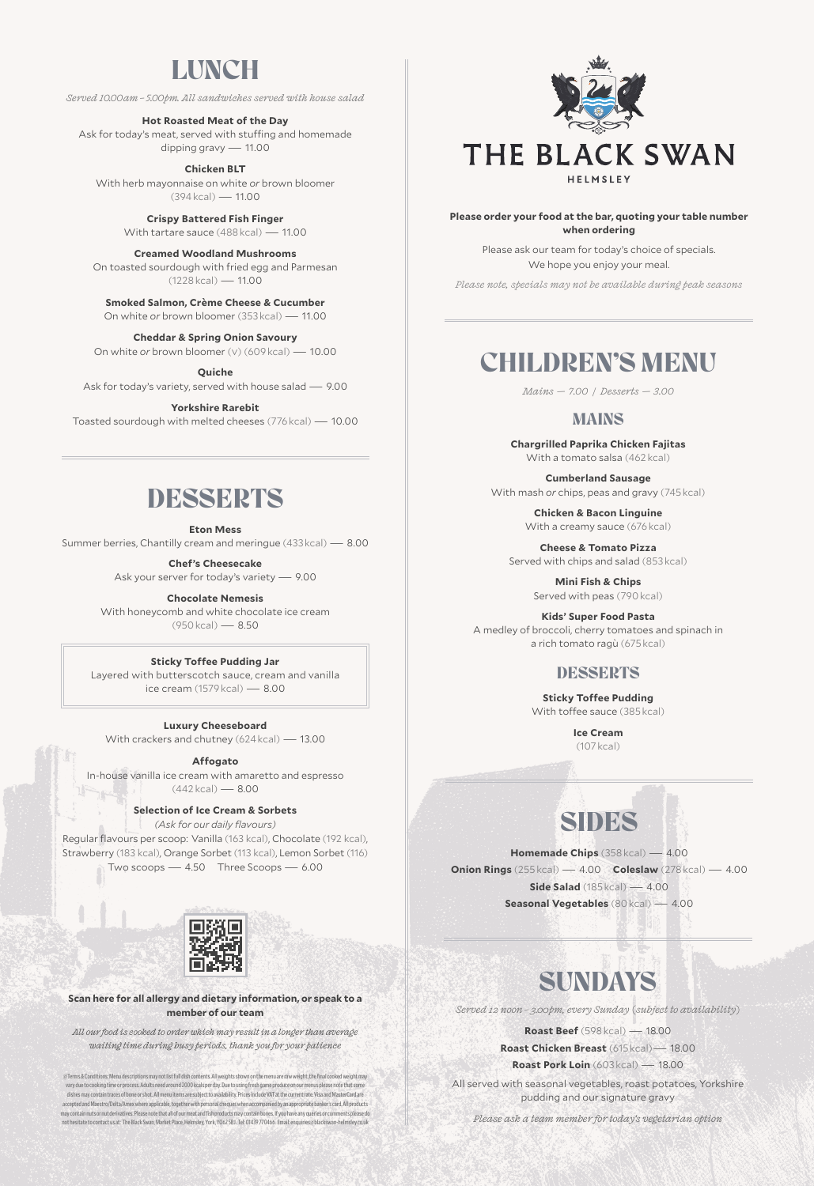# LUNCH

*Served 10.00am – 5.00pm. All sandwiches served with house salad*

**Hot Roasted Meat of the Day**
Ask for today's meat, served with stuffing and homemade dipping gravy — 11.00

**Chicken BLT**
With herb mayonnaise on white *or* brown bloomer (394 kcal) — 11.00

**Crispy Battered Fish Finger**
With tartare sauce (488 kcal) — 11.00

**Creamed Woodland Mushrooms**
On toasted sourdough with fried egg and Parmesan (1228 kcal) — 11.00

**Smoked Salmon, Crème Cheese & Cucumber**
On white *or* brown bloomer (353 kcal) — 11.00

**Cheddar & Spring Onion Savoury**
On white *or* brown bloomer (V) (609 kcal) — 10.00

**Quiche**
Ask for today's variety, served with house salad — 9.00

**Yorkshire Rarebit**
Toasted sourdough with melted cheeses (776 kcal) — 10.00

# DESSERTS

**Eton Mess**
Summer berries, Chantilly cream and meringue (433 kcal) — 8.00

**Chef's Cheesecake**
Ask your server for today's variety — 9.00

**Chocolate Nemesis**
With honeycomb and white chocolate ice cream (950 kcal) — 8.50

**Sticky Toffee Pudding Jar**
Layered with butterscotch sauce, cream and vanilla ice cream (1579 kcal) — 8.00

**Luxury Cheeseboard**
With crackers and chutney (624 kcal) — 13.00

**Affogato**
In-house vanilla ice cream with amaretto and espresso (442 kcal) — 8.00

**Selection of Ice Cream & Sorbets**
*(Ask for our daily flavours)*
Regular flavours per scoop: Vanilla (163 kcal), Chocolate (192 kcal), Strawberry (183 kcal), Orange Sorbet (113 kcal), Lemon Sorbet (116)
Two scoops — 4.50 Three Scoops — 6.00

**Scan here for all allergy and dietary information, or speak to a member of our team**

*All our food is cooked to order which may result in a longer than average waiting time during busy periods, thank you for your patience*

@Terms & Conditions: Menu descriptions may not list full dish contents. All weights shown on the menu are raw weight, the final cooked weight may vary due to cooking time or process. Adults need around 2000 kcals per day. Due to using fresh game produce on our menus please note that some dishes may contain traces of bone or shot. All menu items are subject to availability. Prices include VAT at the current rate. Visa and MasterCard are accepted and Maestro/Delta/Amex where applicable, together with personal cheques when accompanied by an appropriate banker's card. All products may contain nuts or nut derivatives. Please note that all of our meat and fish products may contain bones. If you have any queries or comments please do not hesitate to contact us at: The Black Swan, Market Place, Helmsley, York, YO62 5BJ. Tel: 01439 770466. Email: enquiries@blackswan-helmsley.co.uk

# THE BLACK SWAN
HELMSLEY

**Please order your food at the bar, quoting your table number when ordering**

Please ask our team for today's choice of specials.
We hope you enjoy your meal.

*Please note, specials may not be available during peak seasons*

# CHILDREN'S MENU

*Mains — 7.00 / Desserts — 3.00*

## MAINS

**Chargrilled Paprika Chicken Fajitas**
With a tomato salsa (462 kcal)

**Cumberland Sausage**
With mash *or* chips, peas and gravy (745 kcal)

**Chicken & Bacon Linguine**
With a creamy sauce (676 kcal)

**Cheese & Tomato Pizza**
Served with chips and salad (853 kcal)

**Mini Fish & Chips**
Served with peas (790 kcal)

**Kids' Super Food Pasta**
A medley of broccoli, cherry tomatoes and spinach in a rich tomato ragù (675 kcal)

## DESSERTS

**Sticky Toffee Pudding**
With toffee sauce (385 kcal)

**Ice Cream**
(107 kcal)

# SIDES

**Homemade Chips** (358 kcal) — 4.00
**Onion Rings** (255 kcal) — 4.00 **Coleslaw** (278 kcal) — 4.00
**Side Salad** (185 kcal) — 4.00
**Seasonal Vegetables** (80 kcal) — 4.00

# SUNDAYS

*Served 12 noon – 3.00pm, every Sunday (subject to availability)*

**Roast Beef** (598 kcal) — 18.00
**Roast Chicken Breast** (615 kcal) — 18.00
**Roast Pork Loin** (603 kcal) — 18.00

All served with seasonal vegetables, roast potatoes, Yorkshire pudding and our signature gravy

*Please ask a team member for today's vegetarian option*